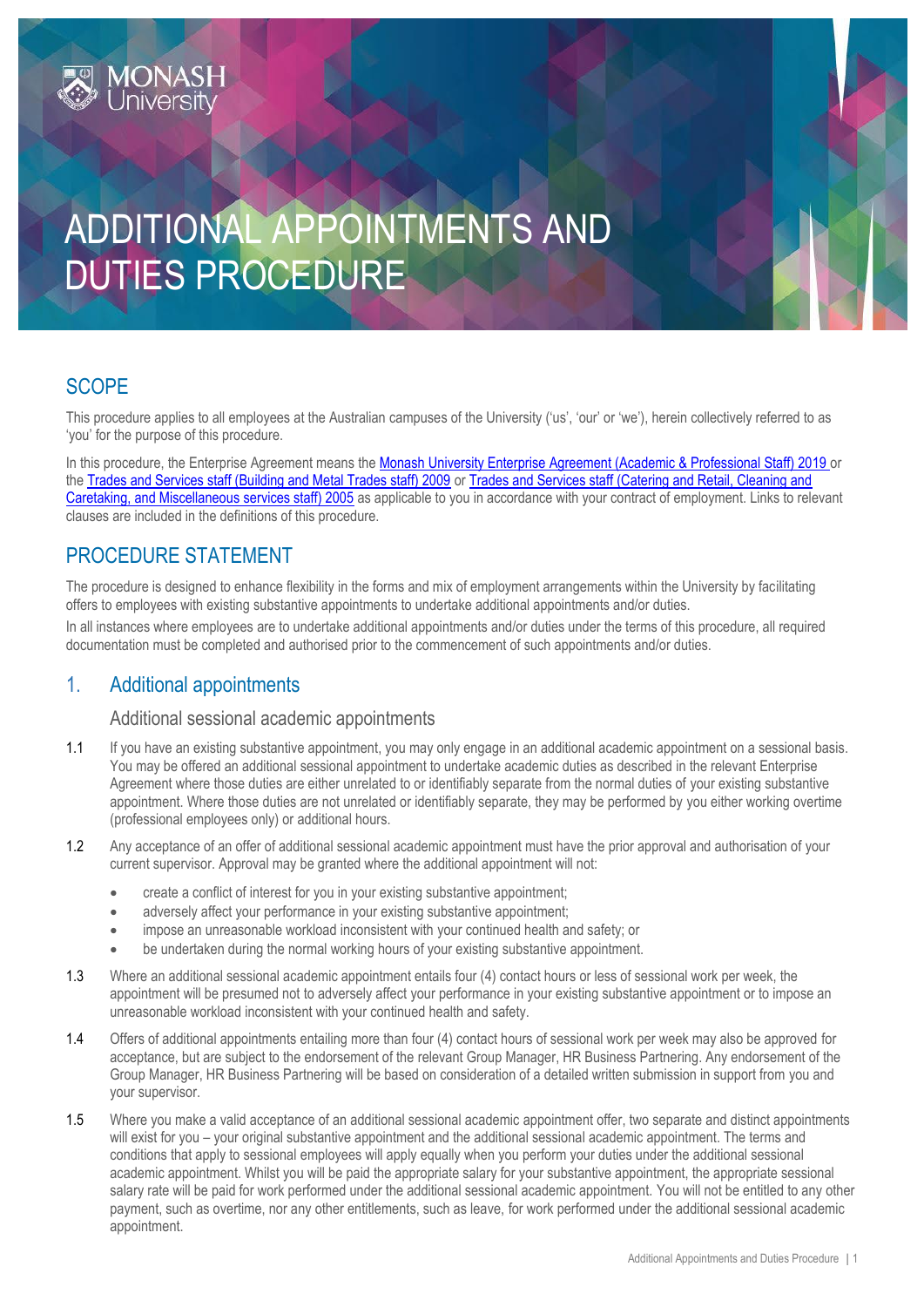# ADDITIONAL APPOINTMENTS AND DUTIES PROCEDURE

## SCOPE

This procedure applies to all employees at the Australian campuses of the University ('us', 'our' or 'we'), herein collectively referred to as 'you' for the purpose of this procedure.

In this procedure, the Enterprise Agreement means the Monash University Enterprise Agreement (Academic & Professional Staff) 2019 or the Trades and Services staff (Building and Metal Trades staff) 2009 or Trades and Services staff (Catering and Retail, Cleaning and Caretaking, and Miscellaneous services staff) 2005 as applicable to you in accordance with your contract of employment. Links to relevant clauses are included in the definitions of this procedure.

## PROCEDURE STATEMENT

The procedure is designed to enhance flexibility in the forms and mix of employment arrangements within the University by facilitating offers to employees with existing substantive appointments to undertake additional appointments and/or duties.

In all instances where employees are to undertake additional appointments and/or duties under the terms of this procedure, all required documentation must be completed and authorised prior to the commencement of such appointments and/or duties.

## 1. Additional appointments

### Additional sessional academic appointments

1.1 If you have an existing substantive appointment, you may only engage in an additional academic appointment on a sessional basis. You may be offered an additional sessional appointment to undertake academic duties as described in the relevant Enterprise Agreement where those duties are either unrelated to or identifiably separate from the normal duties of your existing substantive appointment. Where those duties are not unrelated or identifiably separate, they may be performed by you either working overtime (professional employees only) or additional hours.

1.2 Any acceptance of an offer of additional sessional academic appointment must have the prior approval and authorisation of your current supervisor. Approval may be granted where the additional appointment will not:

- create a conflict of interest for you in your existing substantive appointment;
- adversely affect your performance in your existing substantive appointment;
- impose an unreasonable workload inconsistent with your continued health and safety; or
- be undertaken during the normal working hours of your existing substantive appointment.

1.3 Where an additional sessional academic appointment entails four (4) contact hours or less of sessional work per week, the appointment will be presumed not to adversely affect your performance in your existing substantive appointment or to impose an unreasonable workload inconsistent with your continued health and safety.

1.4 Offers of additional appointments entailing more than four (4) contact hours of sessional work per week may also be approved for acceptance, but are subject to the endorsement of the relevant Group Manager, HR Business Partnering. Any endorsement of the Group Manager, HR Business Partnering will be based on consideration of a detailed written submission in support from you and your supervisor.

1.5 Where you make a valid acceptance of an additional sessional academic appointment offer, two separate and distinct appointments will exist for you – your original substantive appointment and the additional sessional academic appointment. The terms and conditions that apply to sessional employees will apply equally when you perform your duties under the additional sessional academic appointment. Whilst you will be paid the appropriate salary for your substantive appointment, the appropriate sessional salary rate will be paid for work performed under the additional sessional academic appointment. You will not be entitled to any other payment, such as overtime, nor any other entitlements, such as leave, for work performed under the additional sessional academic appointment.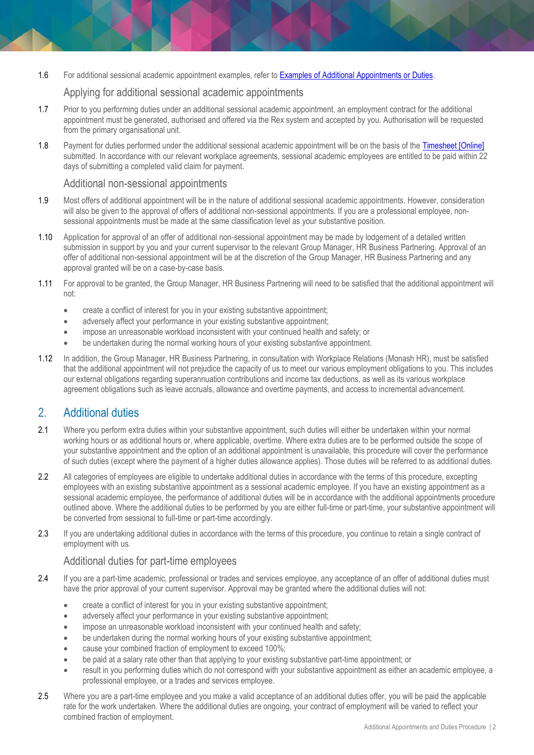1.6 For additional sessional academic appointment examples, refer to [Examples of Additional Appointments or Duties](#).

### Applying for additional sessional academic appointments

1.7 Prior to you performing duties under an additional sessional academic appointment, an employment contract for the additional appointment must be generated, authorised and offered via the Rex system and accepted by you. Authorisation will be requested from the primary organisational unit.

1.8 Payment for duties performed under the additional sessional academic appointment will be on the basis of the [Timesheet [Online]](#) submitted. In accordance with our relevant workplace agreements, sessional academic employees are entitled to be paid within 22 days of submitting a completed valid claim for payment.

### Additional non-sessional appointments

1.9 Most offers of additional appointment will be in the nature of additional sessional academic appointments. However, consideration will also be given to the approval of offers of additional non-sessional appointments. If you are a professional employee, non-sessional appointments must be made at the same classification level as your substantive position.

1.10 Application for approval of an offer of additional non-sessional appointment may be made by lodgement of a detailed written submission in support by you and your current supervisor to the relevant Group Manager, HR Business Partnering. Approval of an offer of additional non-sessional appointment will be at the discretion of the Group Manager, HR Business Partnering and any approval granted will be on a case-by-case basis.

1.11 For approval to be granted, the Group Manager, HR Business Partnering will need to be satisfied that the additional appointment will not:

- create a conflict of interest for you in your existing substantive appointment;
- adversely affect your performance in your existing substantive appointment;
- impose an unreasonable workload inconsistent with your continued health and safety; or
- be undertaken during the normal working hours of your existing substantive appointment.

1.12 In addition, the Group Manager, HR Business Partnering, in consultation with Workplace Relations (Monash HR), must be satisfied that the additional appointment will not prejudice the capacity of us to meet our various employment obligations to you. This includes our external obligations regarding superannuation contributions and income tax deductions, as well as its various workplace agreement obligations such as leave accruals, allowance and overtime payments, and access to incremental advancement.

## 2. Additional duties

2.1 Where you perform extra duties within your substantive appointment, such duties will either be undertaken within your normal working hours or as additional hours or, where applicable, overtime. Where extra duties are to be performed outside the scope of your substantive appointment and the option of an additional appointment is unavailable, this procedure will cover the performance of such duties (except where the payment of a higher duties allowance applies). Those duties will be referred to as additional duties.

2.2 All categories of employees are eligible to undertake additional duties in accordance with the terms of this procedure, excepting employees with an existing substantive appointment as a sessional academic employee. If you have an existing appointment as a sessional academic employee, the performance of additional duties will be in accordance with the additional appointments procedure outlined above. Where the additional duties to be performed by you are either full-time or part-time, your substantive appointment will be converted from sessional to full-time or part-time accordingly.

2.3 If you are undertaking additional duties in accordance with the terms of this procedure, you continue to retain a single contract of employment with us.

### Additional duties for part-time employees

2.4 If you are a part-time academic, professional or trades and services employee, any acceptance of an offer of additional duties must have the prior approval of your current supervisor. Approval may be granted where the additional duties will not:

- create a conflict of interest for you in your existing substantive appointment;
- adversely affect your performance in your existing substantive appointment;
- impose an unreasonable workload inconsistent with your continued health and safety;
- be undertaken during the normal working hours of your existing substantive appointment;
- cause your combined fraction of employment to exceed 100%;
- be paid at a salary rate other than that applying to your existing substantive part-time appointment; or
- result in you performing duties which do not correspond with your substantive appointment as either an academic employee, a professional employee, or a trades and services employee.

2.5 Where you are a part-time employee and you make a valid acceptance of an additional duties offer, you will be paid the applicable rate for the work undertaken. Where the additional duties are ongoing, your contract of employment will be varied to reflect your combined fraction of employment.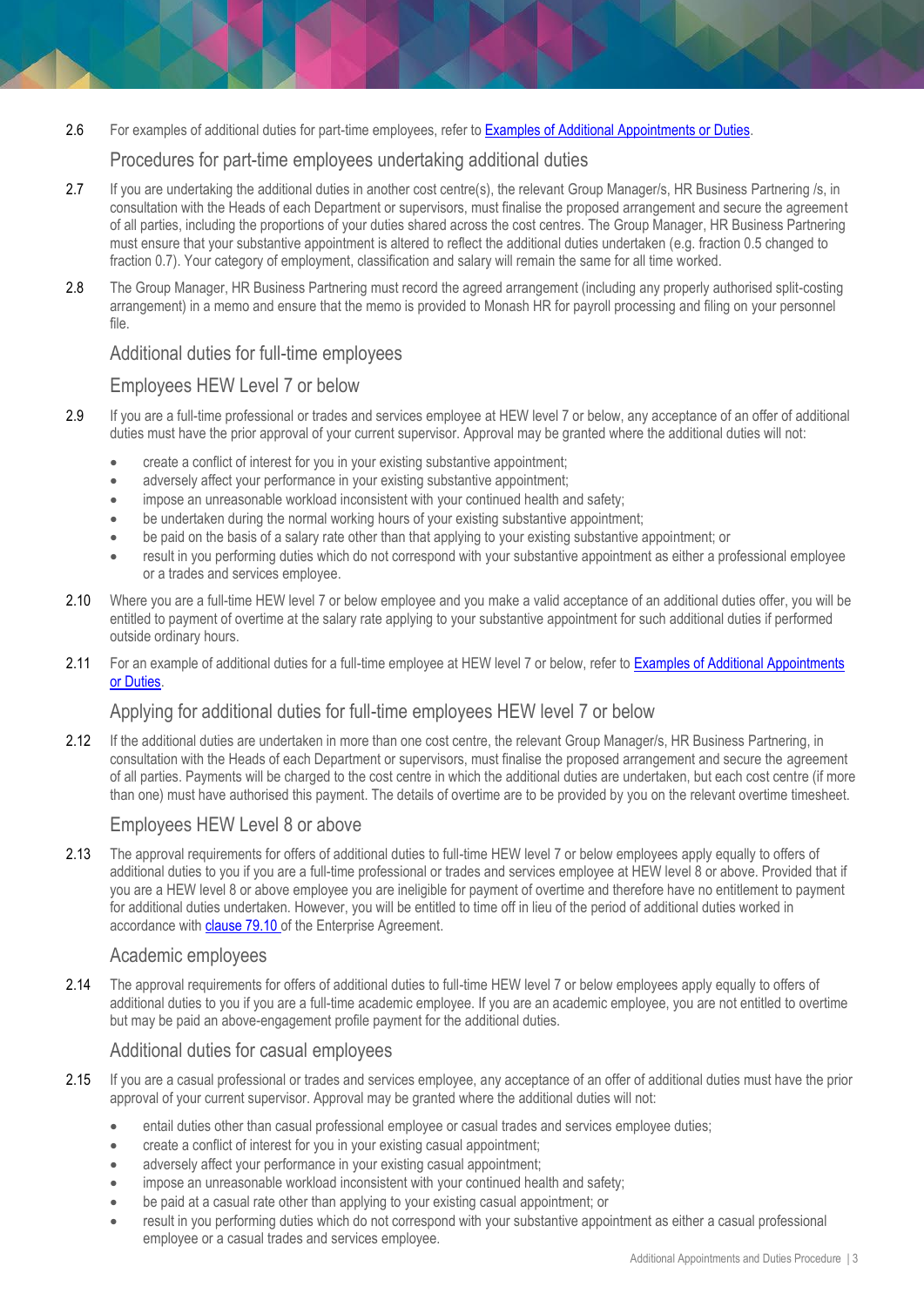2.6 For examples of additional duties for part-time employees, refer to [Examples of Additional Appointments or Duties](#).

### Procedures for part-time employees undertaking additional duties

2.7 If you are undertaking the additional duties in another cost centre(s), the relevant Group Manager/s, HR Business Partnering /s, in consultation with the Heads of each Department or supervisors, must finalise the proposed arrangement and secure the agreement of all parties, including the proportions of your duties shared across the cost centres. The Group Manager, HR Business Partnering must ensure that your substantive appointment is altered to reflect the additional duties undertaken (e.g. fraction 0.5 changed to fraction 0.7). Your category of employment, classification and salary will remain the same for all time worked.

2.8 The Group Manager, HR Business Partnering must record the agreed arrangement (including any properly authorised split-costing arrangement) in a memo and ensure that the memo is provided to Monash HR for payroll processing and filing on your personnel file.

### Additional duties for full-time employees

### Employees HEW Level 7 or below

2.9 If you are a full-time professional or trades and services employee at HEW level 7 or below, any acceptance of an offer of additional duties must have the prior approval of your current supervisor. Approval may be granted where the additional duties will not:

- create a conflict of interest for you in your existing substantive appointment;
- adversely affect your performance in your existing substantive appointment;
- impose an unreasonable workload inconsistent with your continued health and safety;
- be undertaken during the normal working hours of your existing substantive appointment;
- be paid on the basis of a salary rate other than that applying to your existing substantive appointment; or
- result in you performing duties which do not correspond with your substantive appointment as either a professional employee or a trades and services employee.

2.10 Where you are a full-time HEW level 7 or below employee and you make a valid acceptance of an additional duties offer, you will be entitled to payment of overtime at the salary rate applying to your substantive appointment for such additional duties if performed outside ordinary hours.

2.11 For an example of additional duties for a full-time employee at HEW level 7 or below, refer to [Examples of Additional Appointments or Duties](#).

### Applying for additional duties for full-time employees HEW level 7 or below

2.12 If the additional duties are undertaken in more than one cost centre, the relevant Group Manager/s, HR Business Partnering, in consultation with the Heads of each Department or supervisors, must finalise the proposed arrangement and secure the agreement of all parties. Payments will be charged to the cost centre in which the additional duties are undertaken, but each cost centre (if more than one) must have authorised this payment. The details of overtime are to be provided by you on the relevant overtime timesheet.

### Employees HEW Level 8 or above

2.13 The approval requirements for offers of additional duties to full-time HEW level 7 or below employees apply equally to offers of additional duties to you if you are a full-time professional or trades and services employee at HEW level 8 or above. Provided that if you are a HEW level 8 or above employee you are ineligible for payment of overtime and therefore have no entitlement to payment for additional duties undertaken. However, you will be entitled to time off in lieu of the period of additional duties worked in accordance with [clause 79.10](#) of the Enterprise Agreement.

### Academic employees

2.14 The approval requirements for offers of additional duties to full-time HEW level 7 or below employees apply equally to offers of additional duties to you if you are a full-time academic employee. If you are an academic employee, you are not entitled to overtime but may be paid an above-engagement profile payment for the additional duties.

### Additional duties for casual employees

2.15 If you are a casual professional or trades and services employee, any acceptance of an offer of additional duties must have the prior approval of your current supervisor. Approval may be granted where the additional duties will not:

- entail duties other than casual professional employee or casual trades and services employee duties;
- create a conflict of interest for you in your existing casual appointment;
- adversely affect your performance in your existing casual appointment;
- impose an unreasonable workload inconsistent with your continued health and safety;
- be paid at a casual rate other than that applying to your existing casual appointment; or
- result in you performing duties which do not correspond with your substantive appointment as either a casual professional employee or a casual trades and services employee.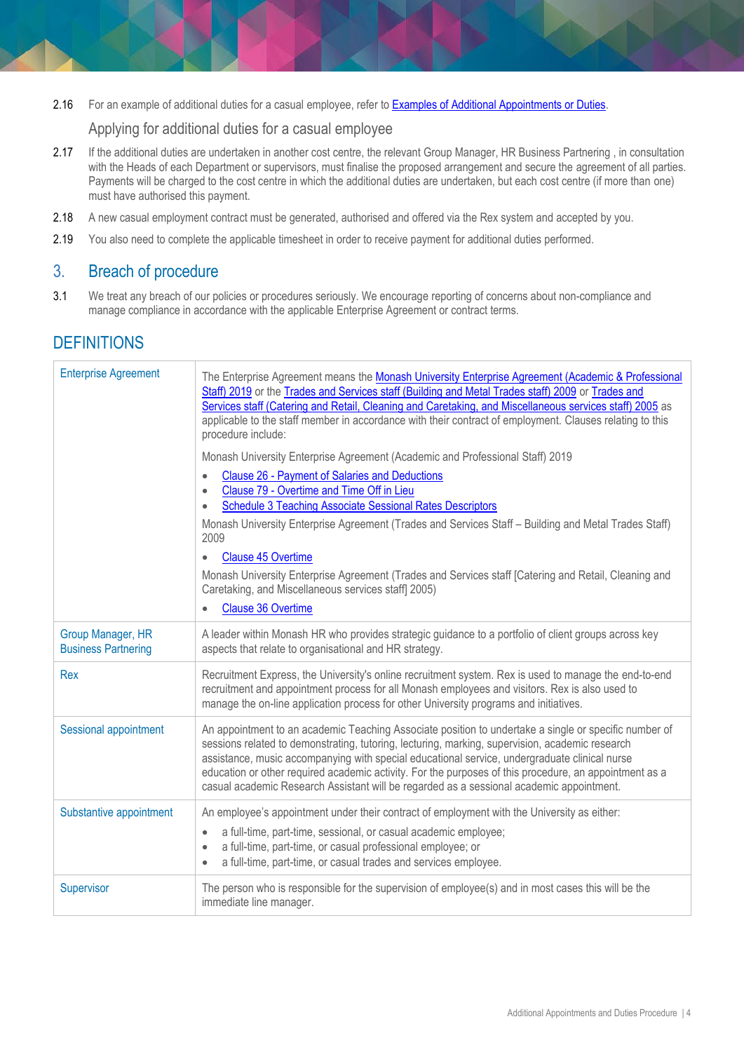2.16 For an example of additional duties for a casual employee, refer to Examples of Additional Appointments or Duties.

### Applying for additional duties for a casual employee

2.17 If the additional duties are undertaken in another cost centre, the relevant Group Manager, HR Business Partnering , in consultation with the Heads of each Department or supervisors, must finalise the proposed arrangement and secure the agreement of all parties. Payments will be charged to the cost centre in which the additional duties are undertaken, but each cost centre (if more than one) must have authorised this payment.

2.18 A new casual employment contract must be generated, authorised and offered via the Rex system and accepted by you.

2.19 You also need to complete the applicable timesheet in order to receive payment for additional duties performed.

## 3. Breach of procedure

3.1 We treat any breach of our policies or procedures seriously. We encourage reporting of concerns about non-compliance and manage compliance in accordance with the applicable Enterprise Agreement or contract terms.

## DEFINITIONS

| Term | Definition |
|---|---|
| Enterprise Agreement | The Enterprise Agreement means the Monash University Enterprise Agreement (Academic & Professional Staff) 2019 or the Trades and Services staff (Building and Metal Trades staff) 2009 or Trades and Services staff (Catering and Retail, Cleaning and Caretaking, and Miscellaneous services staff) 2005 as applicable to the staff member in accordance with their contract of employment. Clauses relating to this procedure include:<br><br>Monash University Enterprise Agreement (Academic and Professional Staff) 2019<br>• Clause 26 - Payment of Salaries and Deductions<br>• Clause 79 - Overtime and Time Off in Lieu<br>• Schedule 3 Teaching Associate Sessional Rates Descriptors<br><br>Monash University Enterprise Agreement (Trades and Services Staff – Building and Metal Trades Staff) 2009<br>• Clause 45 Overtime<br><br>Monash University Enterprise Agreement (Trades and Services staff [Catering and Retail, Cleaning and Caretaking, and Miscellaneous services staff] 2005)<br>• Clause 36 Overtime |
| Group Manager, HR Business Partnering | A leader within Monash HR who provides strategic guidance to a portfolio of client groups across key aspects that relate to organisational and HR strategy. |
| Rex | Recruitment Express, the University's online recruitment system. Rex is used to manage the end-to-end recruitment and appointment process for all Monash employees and visitors. Rex is also used to manage the on-line application process for other University programs and initiatives. |
| Sessional appointment | An appointment to an academic Teaching Associate position to undertake a single or specific number of sessions related to demonstrating, tutoring, lecturing, marking, supervision, academic research assistance, music accompanying with special educational service, undergraduate clinical nurse education or other required academic activity. For the purposes of this procedure, an appointment as a casual academic Research Assistant will be regarded as a sessional academic appointment. |
| Substantive appointment | An employee's appointment under their contract of employment with the University as either:<br>• a full-time, part-time, sessional, or casual academic employee;<br>• a full-time, part-time, or casual professional employee; or<br>• a full-time, part-time, or casual trades and services employee. |
| Supervisor | The person who is responsible for the supervision of employee(s) and in most cases this will be the immediate line manager. |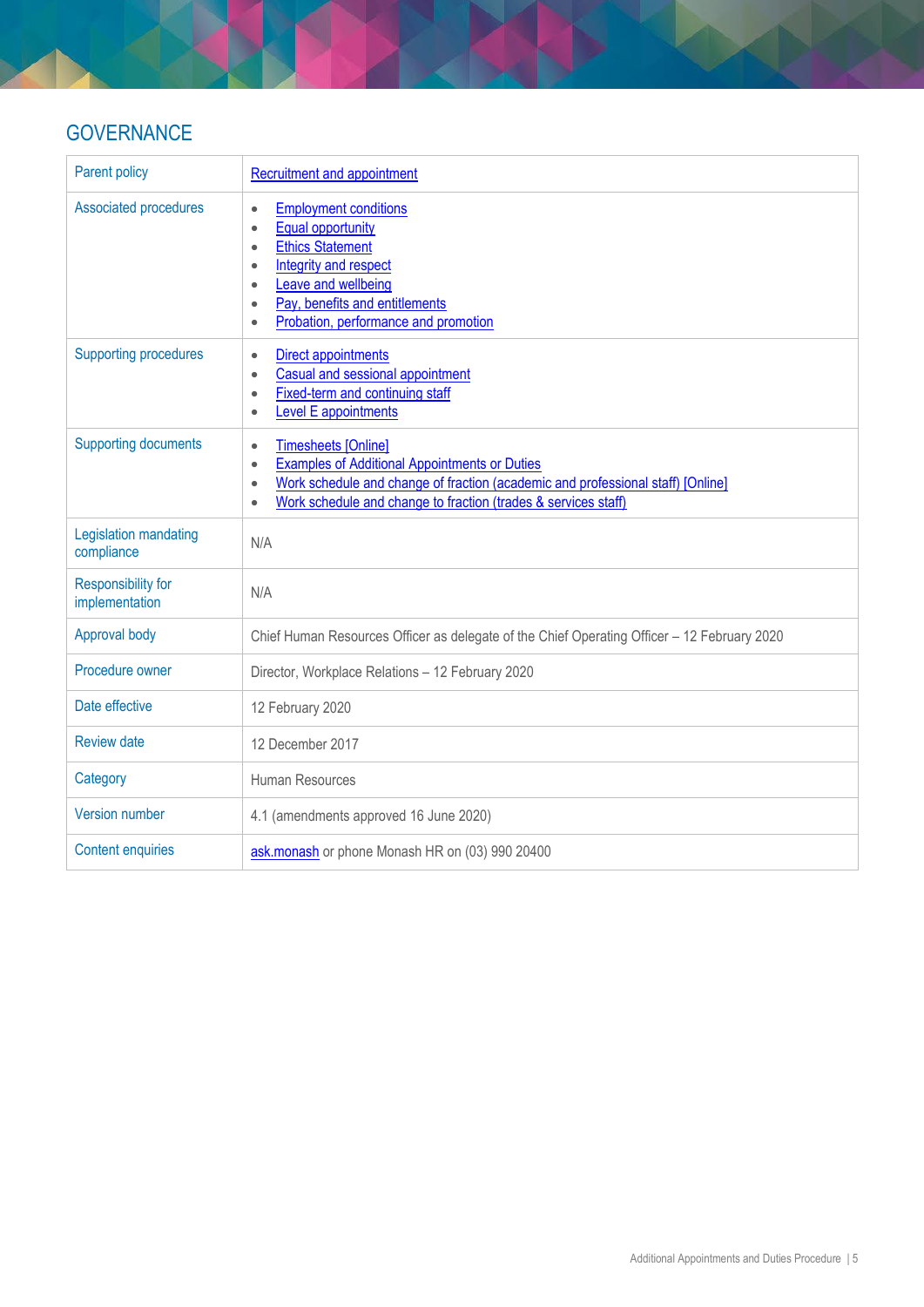## GOVERNANCE

| | |
|---|---|
| Parent policy | Recruitment and appointment |
| Associated procedures | • Employment conditions<br>• Equal opportunity<br>• Ethics Statement<br>• Integrity and respect<br>• Leave and wellbeing<br>• Pay, benefits and entitlements<br>• Probation, performance and promotion |
| Supporting procedures | • Direct appointments<br>• Casual and sessional appointment<br>• Fixed-term and continuing staff<br>• Level E appointments |
| Supporting documents | • Timesheets [Online]<br>• Examples of Additional Appointments or Duties<br>• Work schedule and change of fraction (academic and professional staff) [Online]<br>• Work schedule and change to fraction (trades & services staff) |
| Legislation mandating compliance | N/A |
| Responsibility for implementation | N/A |
| Approval body | Chief Human Resources Officer as delegate of the Chief Operating Officer – 12 February 2020 |
| Procedure owner | Director, Workplace Relations – 12 February 2020 |
| Date effective | 12 February 2020 |
| Review date | 12 December 2017 |
| Category | Human Resources |
| Version number | 4.1 (amendments approved 16 June 2020) |
| Content enquiries | ask.monash or phone Monash HR on (03) 990 20400 |